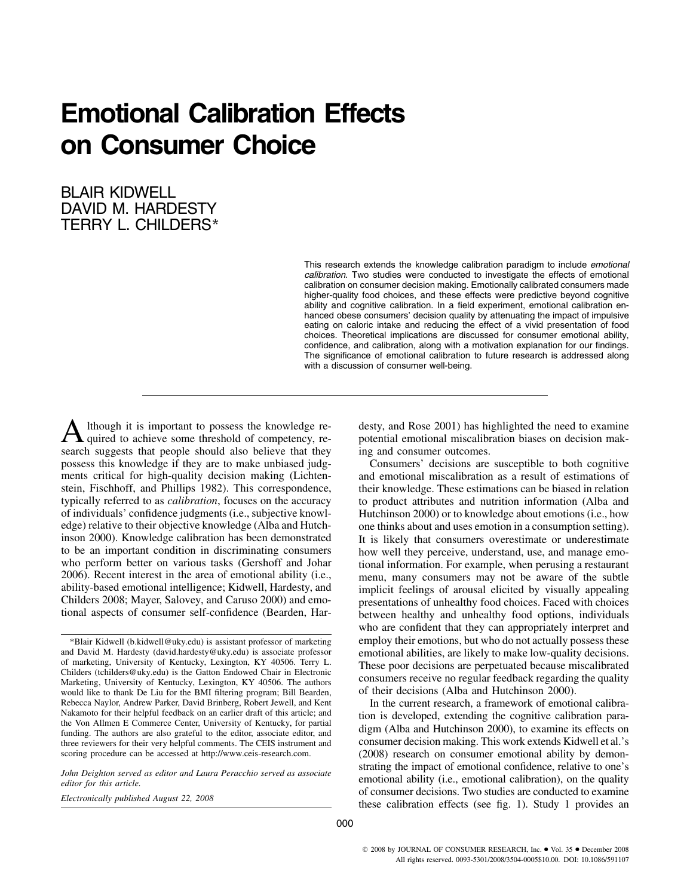# Emotional Calibration Effects on Consumer Choice

BLAIR KIDWELL
DAVID M. HARDESTY
TERRY L. CHILDERS*

This research extends the knowledge calibration paradigm to include *emotional calibration*. Two studies were conducted to investigate the effects of emotional calibration on consumer decision making. Emotionally calibrated consumers made higher-quality food choices, and these effects were predictive beyond cognitive ability and cognitive calibration. In a field experiment, emotional calibration enhanced obese consumers' decision quality by attenuating the impact of impulsive eating on caloric intake and reducing the effect of a vivid presentation of food choices. Theoretical implications are discussed for consumer emotional ability, confidence, and calibration, along with a motivation explanation for our findings. The significance of emotional calibration to future research is addressed along with a discussion of consumer well-being.

---

Although it is important to possess the knowledge required to achieve some threshold of competency, research suggests that people should also believe that they possess this knowledge if they are to make unbiased judgments critical for high-quality decision making (Lichtenstein, Fischhoff, and Phillips 1982). This correspondence, typically referred to as *calibration*, focuses on the accuracy of individuals' confidence judgments (i.e., subjective knowledge) relative to their objective knowledge (Alba and Hutchinson 2000). Knowledge calibration has been demonstrated to be an important condition in discriminating consumers who perform better on various tasks (Gershoff and Johar 2006). Recent interest in the area of emotional ability (i.e., ability-based emotional intelligence; Kidwell, Hardesty, and Childers 2008; Mayer, Salovey, and Caruso 2000) and emotional aspects of consumer self-confidence (Bearden, Hardesty, and Rose 2001) has highlighted the need to examine potential emotional miscalibration biases on decision making and consumer outcomes.

Consumers' decisions are susceptible to both cognitive and emotional miscalibration as a result of estimations of their knowledge. These estimations can be biased in relation to product attributes and nutrition information (Alba and Hutchinson 2000) or to knowledge about emotions (i.e., how one thinks about and uses emotion in a consumption setting). It is likely that consumers overestimate or underestimate how well they perceive, understand, use, and manage emotional information. For example, when perusing a restaurant menu, many consumers may not be aware of the subtle implicit feelings of arousal elicited by visually appealing presentations of unhealthy food choices. Faced with choices between healthy and unhealthy food options, individuals who are confident that they can appropriately interpret and employ their emotions, but who do not actually possess these emotional abilities, are likely to make low-quality decisions. These poor decisions are perpetuated because miscalibrated consumers receive no regular feedback regarding the quality of their decisions (Alba and Hutchinson 2000).

In the current research, a framework of emotional calibration is developed, extending the cognitive calibration paradigm (Alba and Hutchinson 2000), to examine its effects on consumer decision making. This work extends Kidwell et al.'s (2008) research on consumer emotional ability by demonstrating the impact of emotional confidence, relative to one's emotional ability (i.e., emotional calibration), on the quality of consumer decisions. Two studies are conducted to examine these calibration effects (see fig. 1). Study 1 provides an

*Blair Kidwell (b.kidwell@uky.edu) is assistant professor of marketing and David M. Hardesty (david.hardesty@uky.edu) is associate professor of marketing, University of Kentucky, Lexington, KY 40506. Terry L. Childers (tchilders@uky.edu) is the Gatton Endowed Chair in Electronic Marketing, University of Kentucky, Lexington, KY 40506. The authors would like to thank De Liu for the BMI filtering program; Bill Bearden, Rebecca Naylor, Andrew Parker, David Brinberg, Robert Jewell, and Kent Nakamoto for their helpful feedback on an earlier draft of this article; and the Von Allmen E Commerce Center, University of Kentucky, for partial funding. The authors are also grateful to the editor, associate editor, and three reviewers for their very helpful comments. The CEIS instrument and scoring procedure can be accessed at http://www.ceis-research.com.

*John Deighton served as editor and Laura Peracchio served as associate editor for this article.*

*Electronically published August 22, 2008*

© 2008 by JOURNAL OF CONSUMER RESEARCH, Inc. • Vol. 35 • December 2008
All rights reserved. 0093-5301/2008/3504-0005$10.00. DOI: 10.1086/591107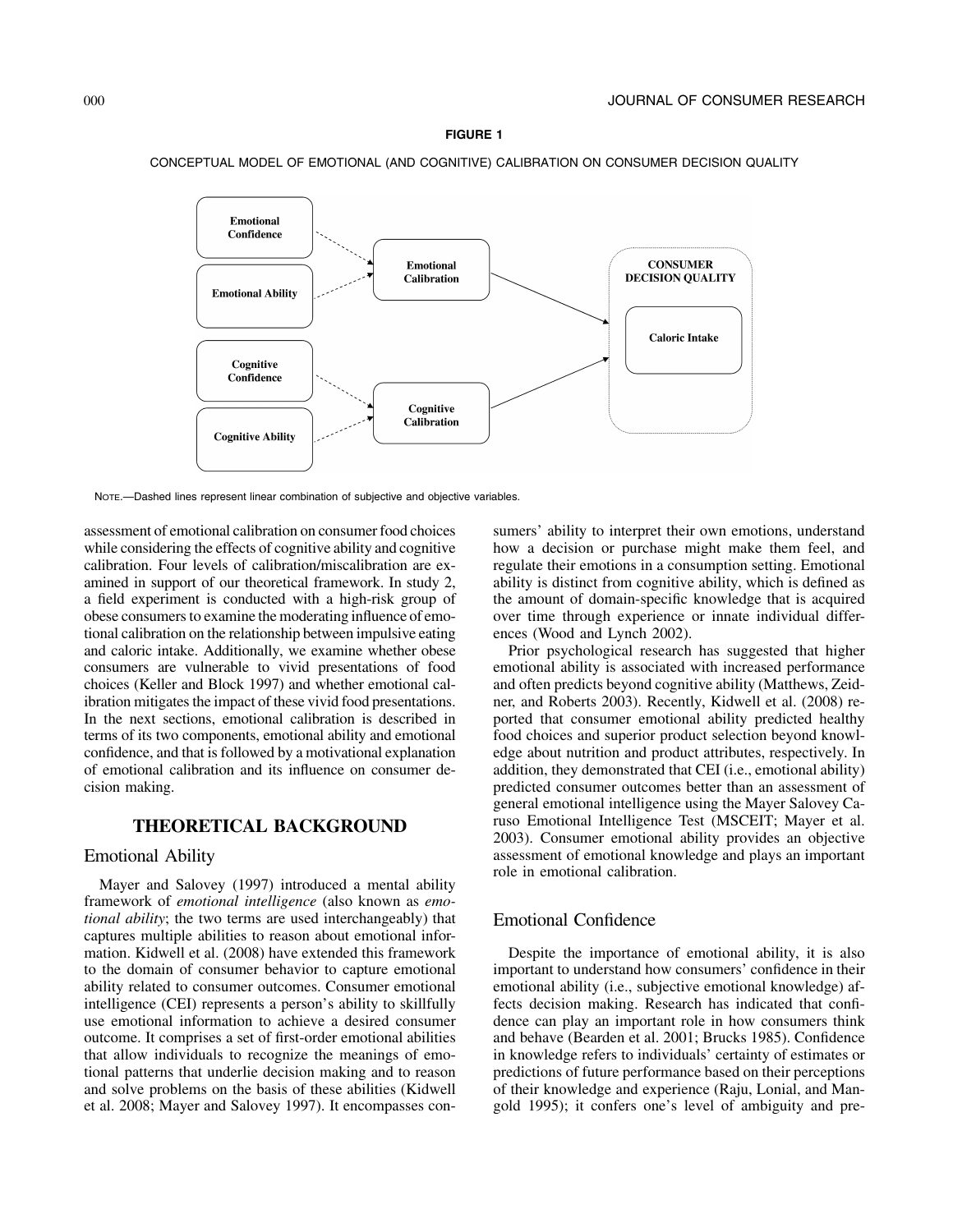**FIGURE 1**

CONCEPTUAL MODEL OF EMOTIONAL (AND COGNITIVE) CALIBRATION ON CONSUMER DECISION QUALITY

Emotional Confidence
Emotional Ability
Emotional Calibration
Cognitive Confidence
Cognitive Ability
Cognitive Calibration
CONSUMER DECISION QUALITY
Caloric Intake

NOTE.—Dashed lines represent linear combination of subjective and objective variables.

assessment of emotional calibration on consumer food choices while considering the effects of cognitive ability and cognitive calibration. Four levels of calibration/miscalibration are examined in support of our theoretical framework. In study 2, a field experiment is conducted with a high-risk group of obese consumers to examine the moderating influence of emotional calibration on the relationship between impulsive eating and caloric intake. Additionally, we examine whether obese consumers are vulnerable to vivid presentations of food choices (Keller and Block 1997) and whether emotional calibration mitigates the impact of these vivid food presentations. In the next sections, emotional calibration is described in terms of its two components, emotional ability and emotional confidence, and that is followed by a motivational explanation of emotional calibration and its influence on consumer decision making.

## THEORETICAL BACKGROUND

### Emotional Ability

Mayer and Salovey (1997) introduced a mental ability framework of *emotional intelligence* (also known as *emotional ability*; the two terms are used interchangeably) that captures multiple abilities to reason about emotional information. Kidwell et al. (2008) have extended this framework to the domain of consumer behavior to capture emotional ability related to consumer outcomes. Consumer emotional intelligence (CEI) represents a person's ability to skillfully use emotional information to achieve a desired consumer outcome. It comprises a set of first-order emotional abilities that allow individuals to recognize the meanings of emotional patterns that underlie decision making and to reason and solve problems on the basis of these abilities (Kidwell et al. 2008; Mayer and Salovey 1997). It encompasses consumers' ability to interpret their own emotions, understand how a decision or purchase might make them feel, and regulate their emotions in a consumption setting. Emotional ability is distinct from cognitive ability, which is defined as the amount of domain-specific knowledge that is acquired over time through experience or innate individual differences (Wood and Lynch 2002).

Prior psychological research has suggested that higher emotional ability is associated with increased performance and often predicts beyond cognitive ability (Matthews, Zeidner, and Roberts 2003). Recently, Kidwell et al. (2008) reported that consumer emotional ability predicted healthy food choices and superior product selection beyond knowledge about nutrition and product attributes, respectively. In addition, they demonstrated that CEI (i.e., emotional ability) predicted consumer outcomes better than an assessment of general emotional intelligence using the Mayer Salovey Caruso Emotional Intelligence Test (MSCEIT; Mayer et al. 2003). Consumer emotional ability provides an objective assessment of emotional knowledge and plays an important role in emotional calibration.

### Emotional Confidence

Despite the importance of emotional ability, it is also important to understand how consumers' confidence in their emotional ability (i.e., subjective emotional knowledge) affects decision making. Research has indicated that confidence can play an important role in how consumers think and behave (Bearden et al. 2001; Brucks 1985). Confidence in knowledge refers to individuals' certainty of estimates or predictions of future performance based on their perceptions of their knowledge and experience (Raju, Lonial, and Mangold 1995); it confers one's level of ambiguity and pre-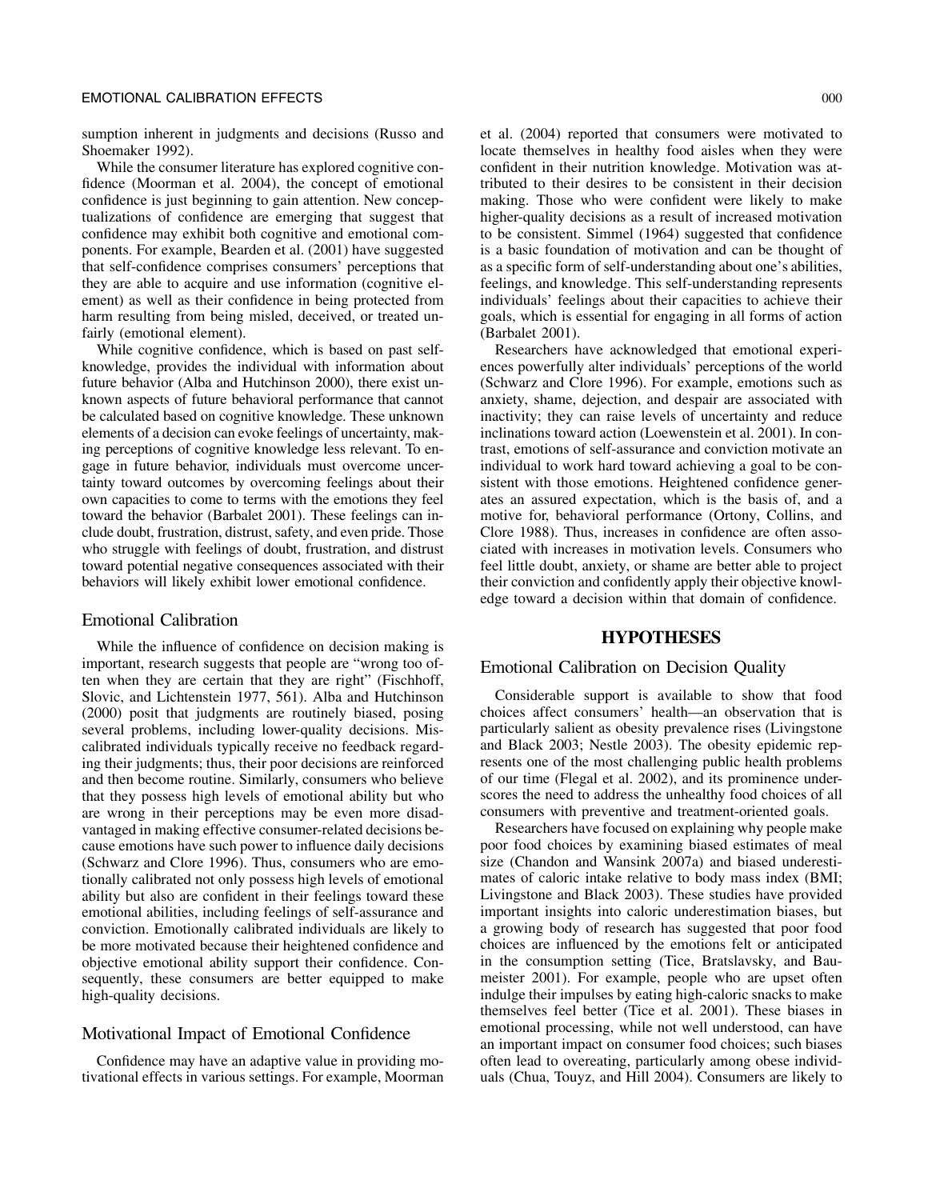sumption inherent in judgments and decisions (Russo and Shoemaker 1992).

While the consumer literature has explored cognitive confidence (Moorman et al. 2004), the concept of emotional confidence is just beginning to gain attention. New conceptualizations of confidence are emerging that suggest that confidence may exhibit both cognitive and emotional components. For example, Bearden et al. (2001) have suggested that self-confidence comprises consumers' perceptions that they are able to acquire and use information (cognitive element) as well as their confidence in being protected from harm resulting from being misled, deceived, or treated unfairly (emotional element).

While cognitive confidence, which is based on past self-knowledge, provides the individual with information about future behavior (Alba and Hutchinson 2000), there exist unknown aspects of future behavioral performance that cannot be calculated based on cognitive knowledge. These unknown elements of a decision can evoke feelings of uncertainty, making perceptions of cognitive knowledge less relevant. To engage in future behavior, individuals must overcome uncertainty toward outcomes by overcoming feelings about their own capacities to come to terms with the emotions they feel toward the behavior (Barbalet 2001). These feelings can include doubt, frustration, distrust, safety, and even pride. Those who struggle with feelings of doubt, frustration, and distrust toward potential negative consequences associated with their behaviors will likely exhibit lower emotional confidence.

## Emotional Calibration

While the influence of confidence on decision making is important, research suggests that people are "wrong too often when they are certain that they are right" (Fischhoff, Slovic, and Lichtenstein 1977, 561). Alba and Hutchinson (2000) posit that judgments are routinely biased, posing several problems, including lower-quality decisions. Miscalibrated individuals typically receive no feedback regarding their judgments; thus, their poor decisions are reinforced and then become routine. Similarly, consumers who believe that they possess high levels of emotional ability but who are wrong in their perceptions may be even more disadvantaged in making effective consumer-related decisions because emotions have such power to influence daily decisions (Schwarz and Clore 1996). Thus, consumers who are emotionally calibrated not only possess high levels of emotional ability but also are confident in their feelings toward these emotional abilities, including feelings of self-assurance and conviction. Emotionally calibrated individuals are likely to be more motivated because their heightened confidence and objective emotional ability support their confidence. Consequently, these consumers are better equipped to make high-quality decisions.

## Motivational Impact of Emotional Confidence

Confidence may have an adaptive value in providing motivational effects in various settings. For example, Moorman et al. (2004) reported that consumers were motivated to locate themselves in healthy food aisles when they were confident in their nutrition knowledge. Motivation was attributed to their desires to be consistent in their decision making. Those who were confident were likely to make higher-quality decisions as a result of increased motivation to be consistent. Simmel (1964) suggested that confidence is a basic foundation of motivation and can be thought of as a specific form of self-understanding about one's abilities, feelings, and knowledge. This self-understanding represents individuals' feelings about their capacities to achieve their goals, which is essential for engaging in all forms of action (Barbalet 2001).

Researchers have acknowledged that emotional experiences powerfully alter individuals' perceptions of the world (Schwarz and Clore 1996). For example, emotions such as anxiety, shame, dejection, and despair are associated with inactivity; they can raise levels of uncertainty and reduce inclinations toward action (Loewenstein et al. 2001). In contrast, emotions of self-assurance and conviction motivate an individual to work hard toward achieving a goal to be consistent with those emotions. Heightened confidence generates an assured expectation, which is the basis of, and a motive for, behavioral performance (Ortony, Collins, and Clore 1988). Thus, increases in confidence are often associated with increases in motivation levels. Consumers who feel little doubt, anxiety, or shame are better able to project their conviction and confidently apply their objective knowledge toward a decision within that domain of confidence.

# HYPOTHESES

## Emotional Calibration on Decision Quality

Considerable support is available to show that food choices affect consumers' health—an observation that is particularly salient as obesity prevalence rises (Livingstone and Black 2003; Nestle 2003). The obesity epidemic represents one of the most challenging public health problems of our time (Flegal et al. 2002), and its prominence underscores the need to address the unhealthy food choices of all consumers with preventive and treatment-oriented goals.

Researchers have focused on explaining why people make poor food choices by examining biased estimates of meal size (Chandon and Wansink 2007a) and biased underestimates of caloric intake relative to body mass index (BMI; Livingstone and Black 2003). These studies have provided important insights into caloric underestimation biases, but a growing body of research has suggested that poor food choices are influenced by the emotions felt or anticipated in the consumption setting (Tice, Bratslavsky, and Baumeister 2001). For example, people who are upset often indulge their impulses by eating high-caloric snacks to make themselves feel better (Tice et al. 2001). These biases in emotional processing, while not well understood, can have an important impact on consumer food choices; such biases often lead to overeating, particularly among obese individuals (Chua, Touyz, and Hill 2004). Consumers are likely to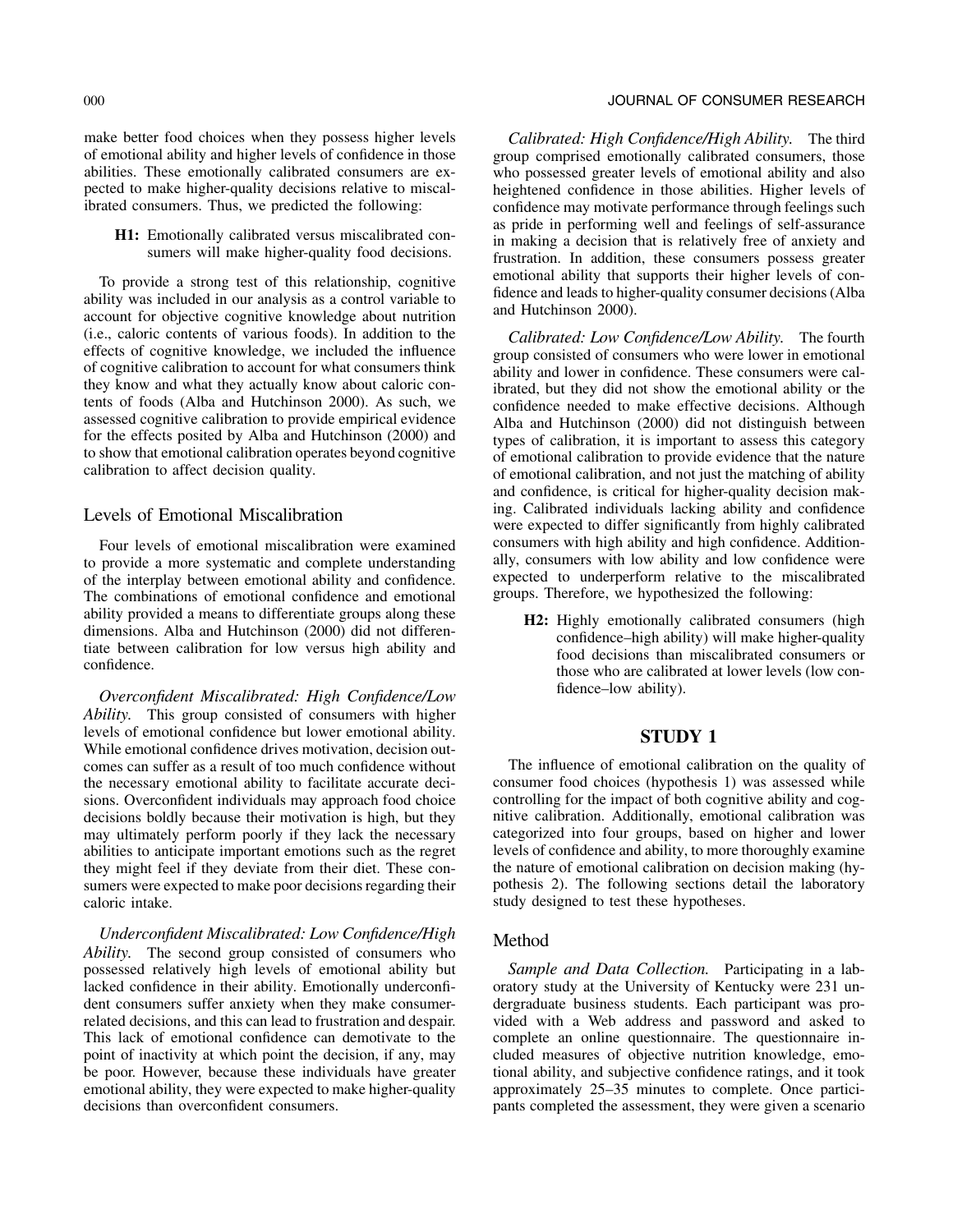make better food choices when they possess higher levels of emotional ability and higher levels of confidence in those abilities. These emotionally calibrated consumers are expected to make higher-quality decisions relative to miscalibrated consumers. Thus, we predicted the following:

> **H1:** Emotionally calibrated versus miscalibrated consumers will make higher-quality food decisions.

To provide a strong test of this relationship, cognitive ability was included in our analysis as a control variable to account for objective cognitive knowledge about nutrition (i.e., caloric contents of various foods). In addition to the effects of cognitive knowledge, we included the influence of cognitive calibration to account for what consumers think they know and what they actually know about caloric contents of foods (Alba and Hutchinson 2000). As such, we assessed cognitive calibration to provide empirical evidence for the effects posited by Alba and Hutchinson (2000) and to show that emotional calibration operates beyond cognitive calibration to affect decision quality.

## Levels of Emotional Miscalibration

Four levels of emotional miscalibration were examined to provide a more systematic and complete understanding of the interplay between emotional ability and confidence. The combinations of emotional confidence and emotional ability provided a means to differentiate groups along these dimensions. Alba and Hutchinson (2000) did not differentiate between calibration for low versus high ability and confidence.

*Overconfident Miscalibrated: High Confidence/Low Ability.* This group consisted of consumers with higher levels of emotional confidence but lower emotional ability. While emotional confidence drives motivation, decision outcomes can suffer as a result of too much confidence without the necessary emotional ability to facilitate accurate decisions. Overconfident individuals may approach food choice decisions boldly because their motivation is high, but they may ultimately perform poorly if they lack the necessary abilities to anticipate important emotions such as the regret they might feel if they deviate from their diet. These consumers were expected to make poor decisions regarding their caloric intake.

*Underconfident Miscalibrated: Low Confidence/High Ability.* The second group consisted of consumers who possessed relatively high levels of emotional ability but lacked confidence in their ability. Emotionally underconfident consumers suffer anxiety when they make consumer-related decisions, and this can lead to frustration and despair. This lack of emotional confidence can demotivate to the point of inactivity at which point the decision, if any, may be poor. However, because these individuals have greater emotional ability, they were expected to make higher-quality decisions than overconfident consumers.

*Calibrated: High Confidence/High Ability.* The third group comprised emotionally calibrated consumers, those who possessed greater levels of emotional ability and also heightened confidence in those abilities. Higher levels of confidence may motivate performance through feelings such as pride in performing well and feelings of self-assurance in making a decision that is relatively free of anxiety and frustration. In addition, these consumers possess greater emotional ability that supports their higher levels of confidence and leads to higher-quality consumer decisions (Alba and Hutchinson 2000).

*Calibrated: Low Confidence/Low Ability.* The fourth group consisted of consumers who were lower in emotional ability and lower in confidence. These consumers were calibrated, but they did not show the emotional ability or the confidence needed to make effective decisions. Although Alba and Hutchinson (2000) did not distinguish between types of calibration, it is important to assess this category of emotional calibration to provide evidence that the nature of emotional calibration, and not just the matching of ability and confidence, is critical for higher-quality decision making. Calibrated individuals lacking ability and confidence were expected to differ significantly from highly calibrated consumers with high ability and high confidence. Additionally, consumers with low ability and low confidence were expected to underperform relative to the miscalibrated groups. Therefore, we hypothesized the following:

> **H2:** Highly emotionally calibrated consumers (high confidence–high ability) will make higher-quality food decisions than miscalibrated consumers or those who are calibrated at lower levels (low confidence–low ability).

# STUDY 1

The influence of emotional calibration on the quality of consumer food choices (hypothesis 1) was assessed while controlling for the impact of both cognitive ability and cognitive calibration. Additionally, emotional calibration was categorized into four groups, based on higher and lower levels of confidence and ability, to more thoroughly examine the nature of emotional calibration on decision making (hypothesis 2). The following sections detail the laboratory study designed to test these hypotheses.

## Method

*Sample and Data Collection.* Participating in a laboratory study at the University of Kentucky were 231 undergraduate business students. Each participant was provided with a Web address and password and asked to complete an online questionnaire. The questionnaire included measures of objective nutrition knowledge, emotional ability, and subjective confidence ratings, and it took approximately 25–35 minutes to complete. Once participants completed the assessment, they were given a scenario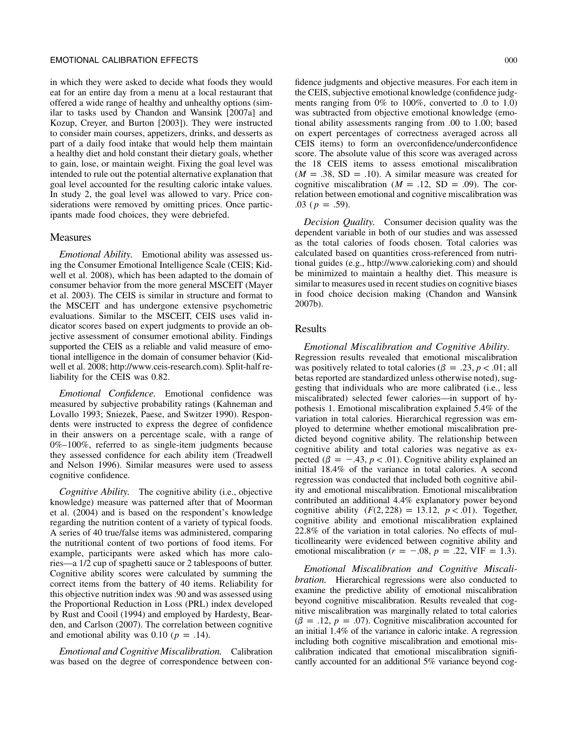in which they were asked to decide what foods they would eat for an entire day from a menu at a local restaurant that offered a wide range of healthy and unhealthy options (similar to tasks used by Chandon and Wansink [2007a] and Kozup, Creyer, and Burton [2003]). They were instructed to consider main courses, appetizers, drinks, and desserts as part of a daily food intake that would help them maintain a healthy diet and hold constant their dietary goals, whether to gain, lose, or maintain weight. Fixing the goal level was intended to rule out the potential alternative explanation that goal level accounted for the resulting caloric intake values. In study 2, the goal level was allowed to vary. Price considerations were removed by omitting prices. Once participants made food choices, they were debriefed.

## Measures

*Emotional Ability.* Emotional ability was assessed using the Consumer Emotional Intelligence Scale (CEIS; Kidwell et al. 2008), which has been adapted to the domain of consumer behavior from the more general MSCEIT (Mayer et al. 2003). The CEIS is similar in structure and format to the MSCEIT and has undergone extensive psychometric evaluations. Similar to the MSCEIT, CEIS uses valid indicator scores based on expert judgments to provide an objective assessment of consumer emotional ability. Findings supported the CEIS as a reliable and valid measure of emotional intelligence in the domain of consumer behavior (Kidwell et al. 2008; http://www.ceis-research.com). Split-half reliability for the CEIS was 0.82.

*Emotional Confidence.* Emotional confidence was measured by subjective probability ratings (Kahneman and Lovallo 1993; Sniezek, Paese, and Switzer 1990). Respondents were instructed to express the degree of confidence in their answers on a percentage scale, with a range of 0%–100%, referred to as single-item judgments because they assessed confidence for each ability item (Treadwell and Nelson 1996). Similar measures were used to assess cognitive confidence.

*Cognitive Ability.* The cognitive ability (i.e., objective knowledge) measure was patterned after that of Moorman et al. (2004) and is based on the respondent's knowledge regarding the nutrition content of a variety of typical foods. A series of 40 true/false items was administered, comparing the nutritional content of two portions of food items. For example, participants were asked which has more calories—a 1/2 cup of spaghetti sauce or 2 tablespoons of butter. Cognitive ability scores were calculated by summing the correct items from the battery of 40 items. Reliability for this objective nutrition index was .90 and was assessed using the Proportional Reduction in Loss (PRL) index developed by Rust and Cooil (1994) and employed by Hardesty, Bearden, and Carlson (2007). The correlation between cognitive and emotional ability was 0.10 ($p = .14$).

*Emotional and Cognitive Miscalibration.* Calibration was based on the degree of correspondence between confidence judgments and objective measures. For each item in the CEIS, subjective emotional knowledge (confidence judgments ranging from 0% to 100%, converted to .0 to 1.0) was subtracted from objective emotional knowledge (emotional ability assessments ranging from .00 to 1.00; based on expert percentages of correctness averaged across all CEIS items) to form an overconfidence/underconfidence score. The absolute value of this score was averaged across the 18 CEIS items to assess emotional miscalibration ($M = .38$, $SD = .10$). A similar measure was created for cognitive miscalibration ($M = .12$, $SD = .09$). The correlation between emotional and cognitive miscalibration was .03 ($p = .59$).

*Decision Quality.* Consumer decision quality was the dependent variable in both of our studies and was assessed as the total calories of foods chosen. Total calories was calculated based on quantities cross-referenced from nutritional guides (e.g., http://www.calorieking.com) and should be minimized to maintain a healthy diet. This measure is similar to measures used in recent studies on cognitive biases in food choice decision making (Chandon and Wansink 2007b).

## Results

*Emotional Miscalibration and Cognitive Ability.* Regression results revealed that emotional miscalibration was positively related to total calories ($\beta = .23$, $p < .01$; all betas reported are standardized unless otherwise noted), suggesting that individuals who are more calibrated (i.e., less miscalibrated) selected fewer calories—in support of hypothesis 1. Emotional miscalibration explained 5.4% of the variation in total calories. Hierarchical regression was employed to determine whether emotional miscalibration predicted beyond cognitive ability. The relationship between cognitive ability and total calories was negative as expected ($\beta = -.43$, $p < .01$). Cognitive ability explained an initial 18.4% of the variance in total calories. A second regression was conducted that included both cognitive ability and emotional miscalibration. Emotional miscalibration contributed an additional 4.4% explanatory power beyond cognitive ability ($F(2, 228) = 13.12$, $p < .01$). Together, cognitive ability and emotional miscalibration explained 22.8% of the variation in total calories. No effects of multicollinearity were evidenced between cognitive ability and emotional miscalibration ($r = -.08$, $p = .22$, VIF $= 1.3$).

*Emotional Miscalibration and Cognitive Miscalibration.* Hierarchical regressions were also conducted to examine the predictive ability of emotional miscalibration beyond cognitive miscalibration. Results revealed that cognitive miscalibration was marginally related to total calories ($\beta = .12$, $p = .07$). Cognitive miscalibration accounted for an initial 1.4% of the variance in caloric intake. A regression including both cognitive miscalibration and emotional miscalibration indicated that emotional miscalibration significantly accounted for an additional 5% variance beyond cog-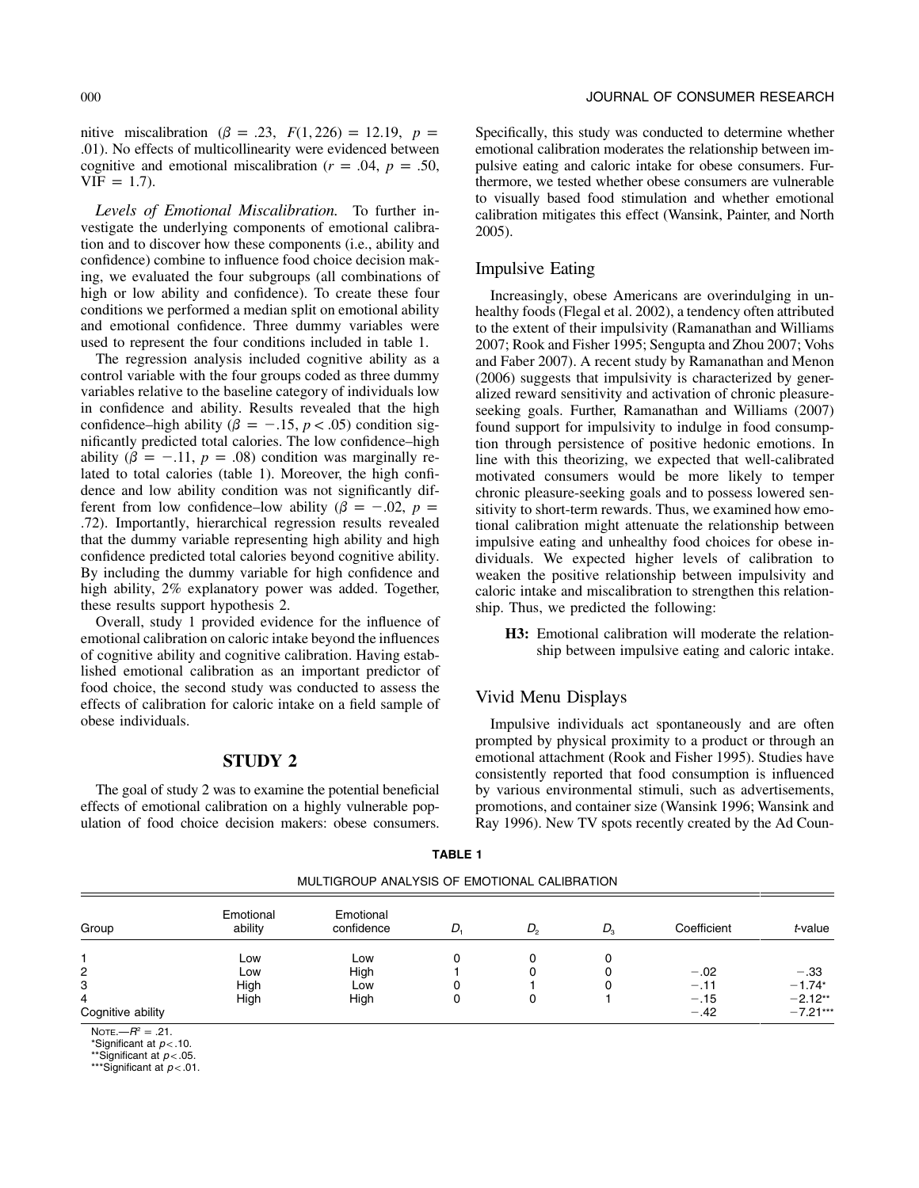nitive miscalibration ($\beta = .23$, $F(1, 226) = 12.19$, $p = .01$). No effects of multicollinearity were evidenced between cognitive and emotional miscalibration ($r = .04$, $p = .50$, VIF = 1.7).

*Levels of Emotional Miscalibration.* To further investigate the underlying components of emotional calibration and to discover how these components (i.e., ability and confidence) combine to influence food choice decision making, we evaluated the four subgroups (all combinations of high or low ability and confidence). To create these four conditions we performed a median split on emotional ability and emotional confidence. Three dummy variables were used to represent the four conditions included in table 1.

The regression analysis included cognitive ability as a control variable with the four groups coded as three dummy variables relative to the baseline category of individuals low in confidence and ability. Results revealed that the high confidence–high ability ($\beta = -.15$, $p < .05$) condition significantly predicted total calories. The low confidence–high ability ($\beta = -.11$, $p = .08$) condition was marginally related to total calories (table 1). Moreover, the high confidence and low ability condition was not significantly different from low confidence–low ability ($\beta = -.02$, $p = .72$). Importantly, hierarchical regression results revealed that the dummy variable representing high ability and high confidence predicted total calories beyond cognitive ability. By including the dummy variable for high confidence and high ability, 2% explanatory power was added. Together, these results support hypothesis 2.

Overall, study 1 provided evidence for the influence of emotional calibration on caloric intake beyond the influences of cognitive ability and cognitive calibration. Having established emotional calibration as an important predictor of food choice, the second study was conducted to assess the effects of calibration for caloric intake on a field sample of obese individuals.

## STUDY 2

The goal of study 2 was to examine the potential beneficial effects of emotional calibration on a highly vulnerable population of food choice decision makers: obese consumers. Specifically, this study was conducted to determine whether emotional calibration moderates the relationship between impulsive eating and caloric intake for obese consumers. Furthermore, we tested whether obese consumers are vulnerable to visually based food stimulation and whether emotional calibration mitigates this effect (Wansink, Painter, and North 2005).

### Impulsive Eating

Increasingly, obese Americans are overindulging in unhealthy foods (Flegal et al. 2002), a tendency often attributed to the extent of their impulsivity (Ramanathan and Williams 2007; Rook and Fisher 1995; Sengupta and Zhou 2007; Vohs and Faber 2007). A recent study by Ramanathan and Menon (2006) suggests that impulsivity is characterized by generalized reward sensitivity and activation of chronic pleasure-seeking goals. Further, Ramanathan and Williams (2007) found support for impulsivity to indulge in food consumption through persistence of positive hedonic emotions. In line with this theorizing, we expected that well-calibrated motivated consumers would be more likely to temper chronic pleasure-seeking goals and to possess lowered sensitivity to short-term rewards. Thus, we examined how emotional calibration might attenuate the relationship between impulsive eating and unhealthy food choices for obese individuals. We expected higher levels of calibration to weaken the positive relationship between impulsivity and caloric intake and miscalibration to strengthen this relationship. Thus, we predicted the following:

> **H3:** Emotional calibration will moderate the relationship between impulsive eating and caloric intake.

### Vivid Menu Displays

Impulsive individuals act spontaneously and are often prompted by physical proximity to a product or through an emotional attachment (Rook and Fisher 1995). Studies have consistently reported that food consumption is influenced by various environmental stimuli, such as advertisements, promotions, and container size (Wansink 1996; Wansink and Ray 1996). New TV spots recently created by the Ad Coun-

**TABLE 1**

MULTIGROUP ANALYSIS OF EMOTIONAL CALIBRATION

| Group | Emotional ability | Emotional confidence | $D_1$ | $D_2$ | $D_3$ | Coefficient | *t*-value |
|---|---|---|---|---|---|---|---|
| 1 | Low | Low | 0 | 0 | 0 | | |
| 2 | Low | High | 1 | 0 | 0 | −.02 | −.33 |
| 3 | High | Low | 0 | 1 | 0 | −.11 | −1.74* |
| 4 | High | High | 0 | 0 | 1 | −.15 | −2.12** |
| Cognitive ability | | | | | | −.42 | −7.21*** |

NOTE.—$R^2 = .21$.
*Significant at $p < .10$.
**Significant at $p < .05$.
***Significant at $p < .01$.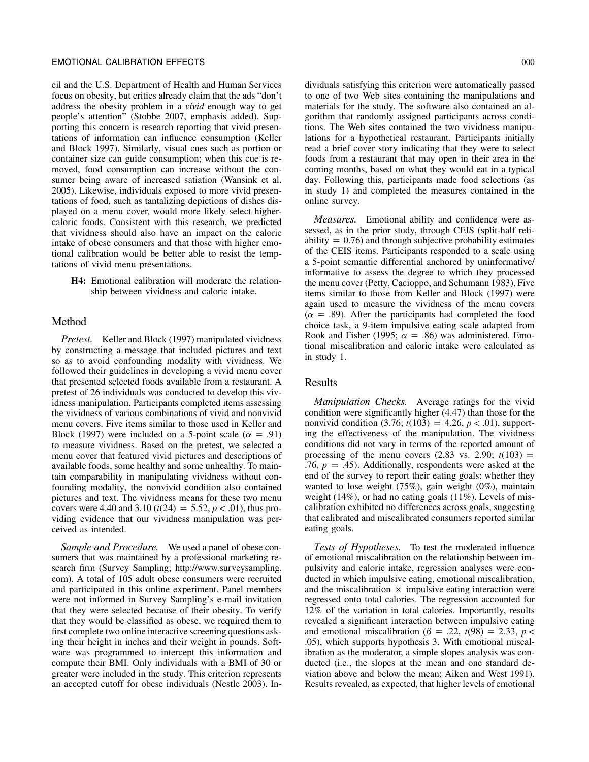cil and the U.S. Department of Health and Human Services focus on obesity, but critics already claim that the ads "don't address the obesity problem in a *vivid* enough way to get people's attention" (Stobbe 2007, emphasis added). Supporting this concern is research reporting that vivid presentations of information can influence consumption (Keller and Block 1997). Similarly, visual cues such as portion or container size can guide consumption; when this cue is removed, food consumption can increase without the consumer being aware of increased satiation (Wansink et al. 2005). Likewise, individuals exposed to more vivid presentations of food, such as tantalizing depictions of dishes displayed on a menu cover, would more likely select higher-caloric foods. Consistent with this research, we predicted that vividness should also have an impact on the caloric intake of obese consumers and that those with higher emotional calibration would be better able to resist the temptations of vivid menu presentations.

> **H4:** Emotional calibration will moderate the relationship between vividness and caloric intake.

## Method

*Pretest.* Keller and Block (1997) manipulated vividness by constructing a message that included pictures and text so as to avoid confounding modality with vividness. We followed their guidelines in developing a vivid menu cover that presented selected foods available from a restaurant. A pretest of 26 individuals was conducted to develop this vividness manipulation. Participants completed items assessing the vividness of various combinations of vivid and nonvivid menu covers. Five items similar to those used in Keller and Block (1997) were included on a 5-point scale ($\alpha = .91$) to measure vividness. Based on the pretest, we selected a menu cover that featured vivid pictures and descriptions of available foods, some healthy and some unhealthy. To maintain comparability in manipulating vividness without confounding modality, the nonvivid condition also contained pictures and text. The vividness means for these two menu covers were 4.40 and 3.10 ($t(24) = 5.52$, $p < .01$), thus providing evidence that our vividness manipulation was perceived as intended.

*Sample and Procedure.* We used a panel of obese consumers that was maintained by a professional marketing research firm (Survey Sampling; http://www.surveysampling.com). A total of 105 adult obese consumers were recruited and participated in this online experiment. Panel members were not informed in Survey Sampling's e-mail invitation that they were selected because of their obesity. To verify that they would be classified as obese, we required them to first complete two online interactive screening questions asking their height in inches and their weight in pounds. Software was programmed to intercept this information and compute their BMI. Only individuals with a BMI of 30 or greater were included in the study. This criterion represents an accepted cutoff for obese individuals (Nestle 2003). Individuals satisfying this criterion were automatically passed to one of two Web sites containing the manipulations and materials for the study. The software also contained an algorithm that randomly assigned participants across conditions. The Web sites contained the two vividness manipulations for a hypothetical restaurant. Participants initially read a brief cover story indicating that they were to select foods from a restaurant that may open in their area in the coming months, based on what they would eat in a typical day. Following this, participants made food selections (as in study 1) and completed the measures contained in the online survey.

*Measures.* Emotional ability and confidence were assessed, as in the prior study, through CEIS (split-half reliability = 0.76) and through subjective probability estimates of the CEIS items. Participants responded to a scale using a 5-point semantic differential anchored by uninformative/informative to assess the degree to which they processed the menu cover (Petty, Cacioppo, and Schumann 1983). Five items similar to those from Keller and Block (1997) were again used to measure the vividness of the menu covers ($\alpha = .89$). After the participants had completed the food choice task, a 9-item impulsive eating scale adapted from Rook and Fisher (1995; $\alpha = .86$) was administered. Emotional miscalibration and caloric intake were calculated as in study 1.

## Results

*Manipulation Checks.* Average ratings for the vivid condition were significantly higher (4.47) than those for the nonvivid condition (3.76; $t(103) = 4.26$, $p < .01$), supporting the effectiveness of the manipulation. The vividness conditions did not vary in terms of the reported amount of processing of the menu covers (2.83 vs. 2.90; $t(103) = .76$, $p = .45$). Additionally, respondents were asked at the end of the survey to report their eating goals: whether they wanted to lose weight (75%), gain weight (0%), maintain weight (14%), or had no eating goals (11%). Levels of miscalibration exhibited no differences across goals, suggesting that calibrated and miscalibrated consumers reported similar eating goals.

*Tests of Hypotheses.* To test the moderated influence of emotional miscalibration on the relationship between impulsivity and caloric intake, regression analyses were conducted in which impulsive eating, emotional miscalibration, and the miscalibration × impulsive eating interaction were regressed onto total calories. The regression accounted for 12% of the variation in total calories. Importantly, results revealed a significant interaction between impulsive eating and emotional miscalibration ($\beta = .22$, $t(98) = 2.33$, $p < .05$), which supports hypothesis 3. With emotional miscalibration as the moderator, a simple slopes analysis was conducted (i.e., the slopes at the mean and one standard deviation above and below the mean; Aiken and West 1991). Results revealed, as expected, that higher levels of emotional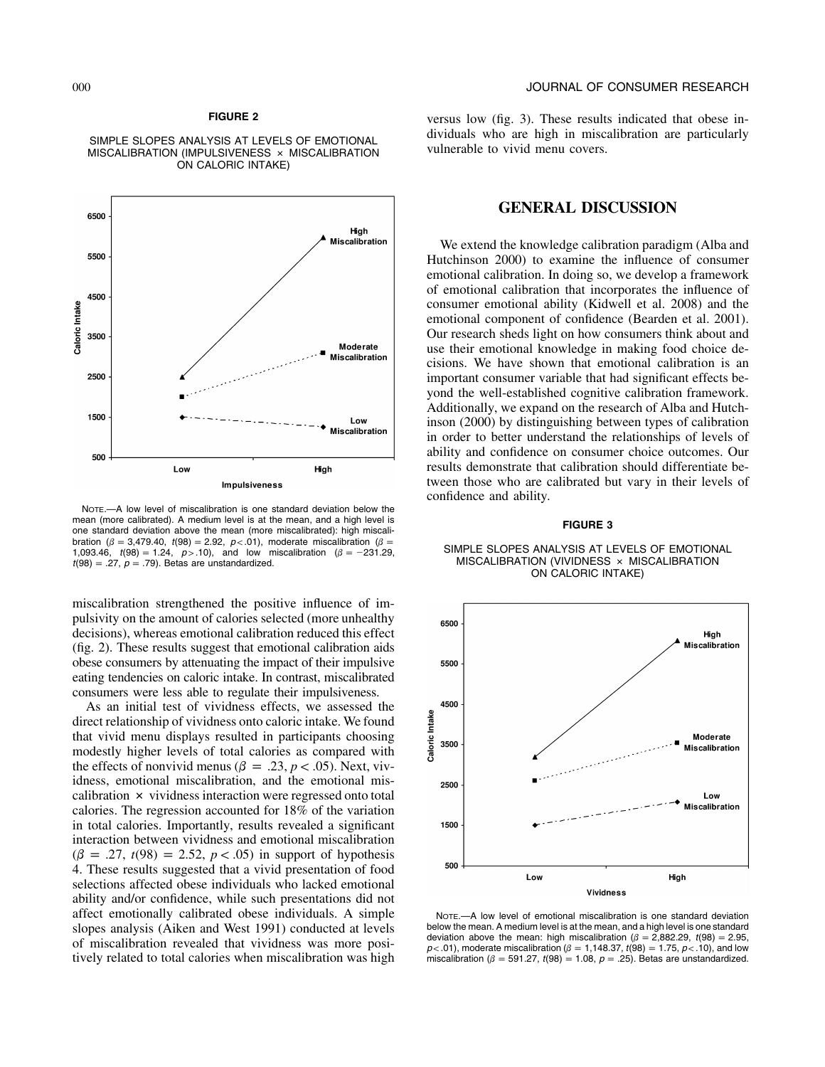**FIGURE 2**

SIMPLE SLOPES ANALYSIS AT LEVELS OF EMOTIONAL MISCALIBRATION (IMPULSIVENESS × MISCALIBRATION ON CALORIC INTAKE)

NOTE.—A low level of miscalibration is one standard deviation below the mean (more calibrated). A medium level is at the mean, and a high level is one standard deviation above the mean (more miscalibrated): high miscalibration ($\beta$ = 3,479.40, $t(98) = 2.92$, $p < .01$), moderate miscalibration ($\beta$ = 1,093.46, $t(98) = 1.24$, $p > .10$), and low miscalibration ($\beta$ = −231.29, $t(98) = .27$, $p = .79$). Betas are unstandardized.

miscalibration strengthened the positive influence of impulsivity on the amount of calories selected (more unhealthy decisions), whereas emotional calibration reduced this effect (fig. 2). These results suggest that emotional calibration aids obese consumers by attenuating the impact of their impulsive eating tendencies on caloric intake. In contrast, miscalibrated consumers were less able to regulate their impulsiveness.

As an initial test of vividness effects, we assessed the direct relationship of vividness onto caloric intake. We found that vivid menu displays resulted in participants choosing modestly higher levels of total calories as compared with the effects of nonvivid menus ($\beta = .23$, $p < .05$). Next, vividness, emotional miscalibration, and the emotional miscalibration × vividness interaction were regressed onto total calories. The regression accounted for 18% of the variation in total calories. Importantly, results revealed a significant interaction between vividness and emotional miscalibration ($\beta = .27$, $t(98) = 2.52$, $p < .05$) in support of hypothesis 4. These results suggested that a vivid presentation of food selections affected obese individuals who lacked emotional ability and/or confidence, while such presentations did not affect emotionally calibrated obese individuals. A simple slopes analysis (Aiken and West 1991) conducted at levels of miscalibration revealed that vividness was more positively related to total calories when miscalibration was high versus low (fig. 3). These results indicated that obese individuals who are high in miscalibration are particularly vulnerable to vivid menu covers.

## GENERAL DISCUSSION

We extend the knowledge calibration paradigm (Alba and Hutchinson 2000) to examine the influence of consumer emotional calibration. In doing so, we develop a framework of emotional calibration that incorporates the influence of consumer emotional ability (Kidwell et al. 2008) and the emotional component of confidence (Bearden et al. 2001). Our research sheds light on how consumers think about and use their emotional knowledge in making food choice decisions. We have shown that emotional calibration is an important consumer variable that had significant effects beyond the well-established cognitive calibration framework. Additionally, we expand on the research of Alba and Hutchinson (2000) by distinguishing between types of calibration in order to better understand the relationships of levels of ability and confidence on consumer choice outcomes. Our results demonstrate that calibration should differentiate between those who are calibrated but vary in their levels of confidence and ability.

**FIGURE 3**

SIMPLE SLOPES ANALYSIS AT LEVELS OF EMOTIONAL MISCALIBRATION (VIVIDNESS × MISCALIBRATION ON CALORIC INTAKE)

NOTE.—A low level of emotional miscalibration is one standard deviation below the mean. A medium level is at the mean, and a high level is one standard deviation above the mean: high miscalibration ($\beta$ = 2,882.29, $t(98) = 2.95$, $p < .01$), moderate miscalibration ($\beta$ = 1,148.37, $t(98) = 1.75$, $p < .10$), and low miscalibration ($\beta$ = 591.27, $t(98) = 1.08$, $p = .25$). Betas are unstandardized.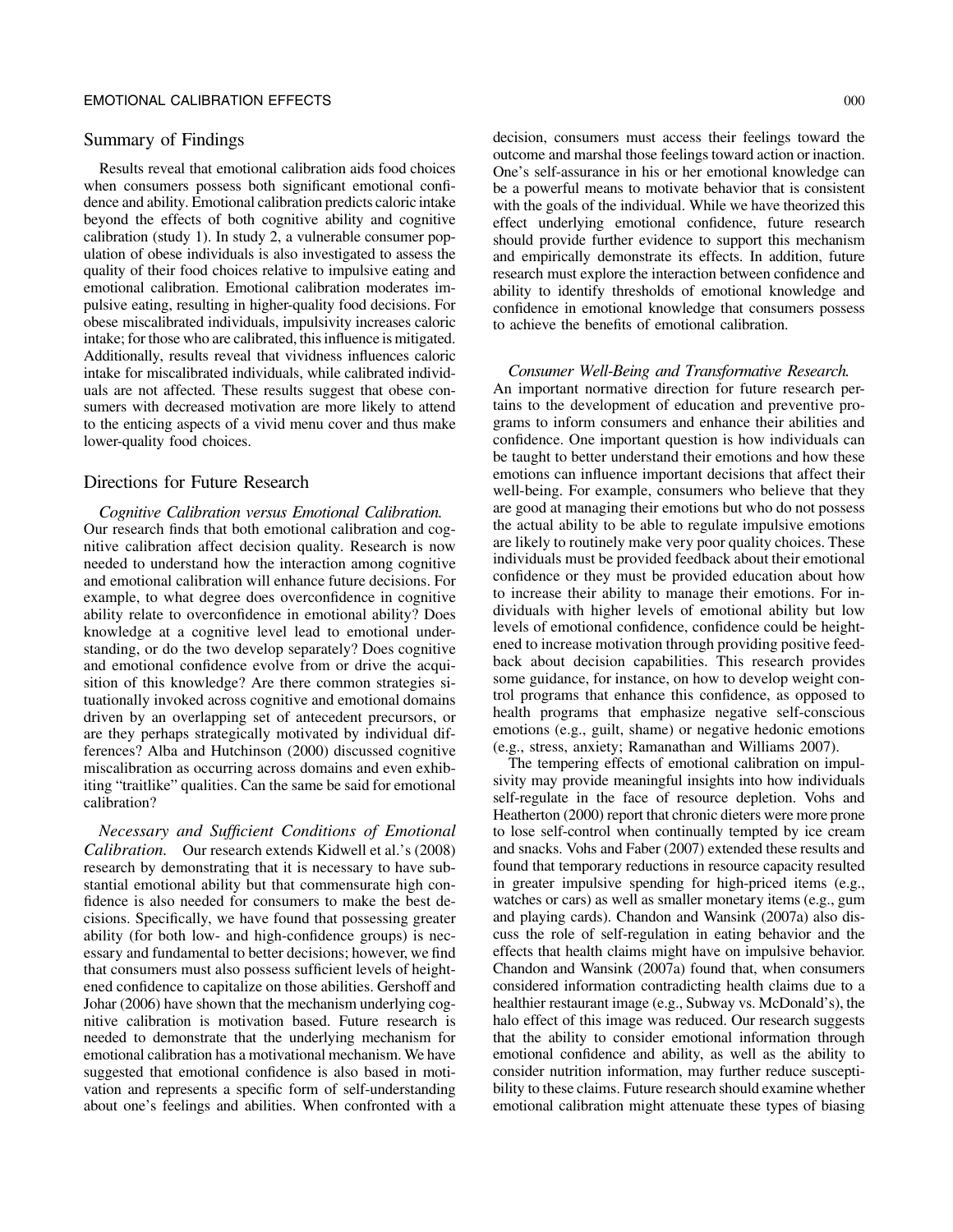## Summary of Findings

Results reveal that emotional calibration aids food choices when consumers possess both significant emotional confidence and ability. Emotional calibration predicts caloric intake beyond the effects of both cognitive ability and cognitive calibration (study 1). In study 2, a vulnerable consumer population of obese individuals is also investigated to assess the quality of their food choices relative to impulsive eating and emotional calibration. Emotional calibration moderates impulsive eating, resulting in higher-quality food decisions. For obese miscalibrated individuals, impulsivity increases caloric intake; for those who are calibrated, this influence is mitigated. Additionally, results reveal that vividness influences caloric intake for miscalibrated individuals, while calibrated individuals are not affected. These results suggest that obese consumers with decreased motivation are more likely to attend to the enticing aspects of a vivid menu cover and thus make lower-quality food choices.

## Directions for Future Research

*Cognitive Calibration versus Emotional Calibration.* Our research finds that both emotional calibration and cognitive calibration affect decision quality. Research is now needed to understand how the interaction among cognitive and emotional calibration will enhance future decisions. For example, to what degree does overconfidence in cognitive ability relate to overconfidence in emotional ability? Does knowledge at a cognitive level lead to emotional understanding, or do the two develop separately? Does cognitive and emotional confidence evolve from or drive the acquisition of this knowledge? Are there common strategies situationally invoked across cognitive and emotional domains driven by an overlapping set of antecedent precursors, or are they perhaps strategically motivated by individual differences? Alba and Hutchinson (2000) discussed cognitive miscalibration as occurring across domains and even exhibiting "traitlike" qualities. Can the same be said for emotional calibration?

*Necessary and Sufficient Conditions of Emotional Calibration.* Our research extends Kidwell et al.'s (2008) research by demonstrating that it is necessary to have substantial emotional ability but that commensurate high confidence is also needed for consumers to make the best decisions. Specifically, we have found that possessing greater ability (for both low- and high-confidence groups) is necessary and fundamental to better decisions; however, we find that consumers must also possess sufficient levels of heightened confidence to capitalize on those abilities. Gershoff and Johar (2006) have shown that the mechanism underlying cognitive calibration is motivation based. Future research is needed to demonstrate that the underlying mechanism for emotional calibration has a motivational mechanism. We have suggested that emotional confidence is also based in motivation and represents a specific form of self-understanding about one's feelings and abilities. When confronted with a decision, consumers must access their feelings toward the outcome and marshal those feelings toward action or inaction. One's self-assurance in his or her emotional knowledge can be a powerful means to motivate behavior that is consistent with the goals of the individual. While we have theorized this effect underlying emotional confidence, future research should provide further evidence to support this mechanism and empirically demonstrate its effects. In addition, future research must explore the interaction between confidence and ability to identify thresholds of emotional knowledge and confidence in emotional knowledge that consumers possess to achieve the benefits of emotional calibration.

*Consumer Well-Being and Transformative Research.* An important normative direction for future research pertains to the development of education and preventive programs to inform consumers and enhance their abilities and confidence. One important question is how individuals can be taught to better understand their emotions and how these emotions can influence important decisions that affect their well-being. For example, consumers who believe that they are good at managing their emotions but who do not possess the actual ability to be able to regulate impulsive emotions are likely to routinely make very poor quality choices. These individuals must be provided feedback about their emotional confidence or they must be provided education about how to increase their ability to manage their emotions. For individuals with higher levels of emotional ability but low levels of emotional confidence, confidence could be heightened to increase motivation through providing positive feedback about decision capabilities. This research provides some guidance, for instance, on how to develop weight control programs that enhance this confidence, as opposed to health programs that emphasize negative self-conscious emotions (e.g., guilt, shame) or negative hedonic emotions (e.g., stress, anxiety; Ramanathan and Williams 2007).

The tempering effects of emotional calibration on impulsivity may provide meaningful insights into how individuals self-regulate in the face of resource depletion. Vohs and Heatherton (2000) report that chronic dieters were more prone to lose self-control when continually tempted by ice cream and snacks. Vohs and Faber (2007) extended these results and found that temporary reductions in resource capacity resulted in greater impulsive spending for high-priced items (e.g., watches or cars) as well as smaller monetary items (e.g., gum and playing cards). Chandon and Wansink (2007a) also discuss the role of self-regulation in eating behavior and the effects that health claims might have on impulsive behavior. Chandon and Wansink (2007a) found that, when consumers considered information contradicting health claims due to a healthier restaurant image (e.g., Subway vs. McDonald's), the halo effect of this image was reduced. Our research suggests that the ability to consider emotional information through emotional confidence and ability, as well as the ability to consider nutrition information, may further reduce susceptibility to these claims. Future research should examine whether emotional calibration might attenuate these types of biasing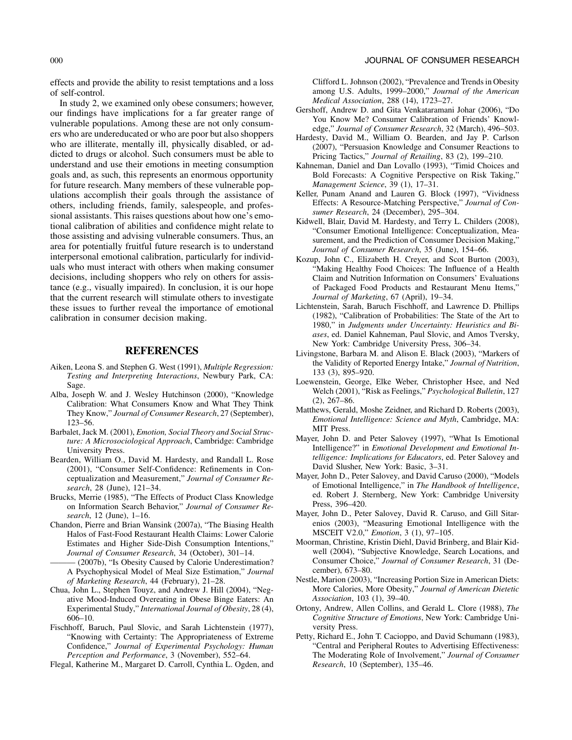effects and provide the ability to resist temptations and a loss of self-control.

In study 2, we examined only obese consumers; however, our findings have implications for a far greater range of vulnerable populations. Among these are not only consumers who are undereducated or who are poor but also shoppers who are illiterate, mentally ill, physically disabled, or addicted to drugs or alcohol. Such consumers must be able to understand and use their emotions in meeting consumption goals and, as such, this represents an enormous opportunity for future research. Many members of these vulnerable populations accomplish their goals through the assistance of others, including friends, family, salespeople, and professional assistants. This raises questions about how one's emotional calibration of abilities and confidence might relate to those assisting and advising vulnerable consumers. Thus, an area for potentially fruitful future research is to understand interpersonal emotional calibration, particularly for individuals who must interact with others when making consumer decisions, including shoppers who rely on others for assistance (e.g., visually impaired). In conclusion, it is our hope that the current research will stimulate others to investigate these issues to further reveal the importance of emotional calibration in consumer decision making.

## REFERENCES

Aiken, Leona S. and Stephen G. West (1991), *Multiple Regression: Testing and Interpreting Interactions*, Newbury Park, CA: Sage.

Alba, Joseph W. and J. Wesley Hutchinson (2000), "Knowledge Calibration: What Consumers Know and What They Think They Know," *Journal of Consumer Research*, 27 (September), 123–56.

Barbalet, Jack M. (2001), *Emotion, Social Theory and Social Structure: A Microsociological Approach*, Cambridge: Cambridge University Press.

Bearden, William O., David M. Hardesty, and Randall L. Rose (2001), "Consumer Self-Confidence: Refinements in Conceptualization and Measurement," *Journal of Consumer Research*, 28 (June), 121–34.

Brucks, Merrie (1985), "The Effects of Product Class Knowledge on Information Search Behavior," *Journal of Consumer Research*, 12 (June), 1–16.

Chandon, Pierre and Brian Wansink (2007a), "The Biasing Health Halos of Fast-Food Restaurant Health Claims: Lower Calorie Estimates and Higher Side-Dish Consumption Intentions," *Journal of Consumer Research*, 34 (October), 301–14.

——— (2007b), "Is Obesity Caused by Calorie Underestimation? A Psychophysical Model of Meal Size Estimation," *Journal of Marketing Research*, 44 (February), 21–28.

Chua, John L., Stephen Touyz, and Andrew J. Hill (2004), "Negative Mood-Induced Overeating in Obese Binge Eaters: An Experimental Study," *International Journal of Obesity*, 28 (4), 606–10.

Fischhoff, Baruch, Paul Slovic, and Sarah Lichtenstein (1977), "Knowing with Certainty: The Appropriateness of Extreme Confidence," *Journal of Experimental Psychology: Human Perception and Performance*, 3 (November), 552–64.

Flegal, Katherine M., Margaret D. Carroll, Cynthia L. Ogden, and Clifford L. Johnson (2002), "Prevalence and Trends in Obesity among U.S. Adults, 1999–2000," *Journal of the American Medical Association*, 288 (14), 1723–27.

Gershoff, Andrew D. and Gita Venkataramani Johar (2006), "Do You Know Me? Consumer Calibration of Friends' Knowledge," *Journal of Consumer Research*, 32 (March), 496–503.

Hardesty, David M., William O. Bearden, and Jay P. Carlson (2007), "Persuasion Knowledge and Consumer Reactions to Pricing Tactics," *Journal of Retailing*, 83 (2), 199–210.

Kahneman, Daniel and Dan Lovallo (1993), "Timid Choices and Bold Forecasts: A Cognitive Perspective on Risk Taking," *Management Science*, 39 (1), 17–31.

Keller, Punam Anand and Lauren G. Block (1997), "Vividness Effects: A Resource-Matching Perspective," *Journal of Consumer Research*, 24 (December), 295–304.

Kidwell, Blair, David M. Hardesty, and Terry L. Childers (2008), "Consumer Emotional Intelligence: Conceptualization, Measurement, and the Prediction of Consumer Decision Making," *Journal of Consumer Research*, 35 (June), 154–66.

Kozup, John C., Elizabeth H. Creyer, and Scot Burton (2003), "Making Healthy Food Choices: The Influence of a Health Claim and Nutrition Information on Consumers' Evaluations of Packaged Food Products and Restaurant Menu Items," *Journal of Marketing*, 67 (April), 19–34.

Lichtenstein, Sarah, Baruch Fischhoff, and Lawrence D. Phillips (1982), "Calibration of Probabilities: The State of the Art to 1980," in *Judgments under Uncertainty: Heuristics and Biases*, ed. Daniel Kahneman, Paul Slovic, and Amos Tversky, New York: Cambridge University Press, 306–34.

Livingstone, Barbara M. and Alison E. Black (2003), "Markers of the Validity of Reported Energy Intake," *Journal of Nutrition*, 133 (3), 895–920.

Loewenstein, George, Elke Weber, Christopher Hsee, and Ned Welch (2001), "Risk as Feelings," *Psychological Bulletin*, 127 (2), 267–86.

Matthews, Gerald, Moshe Zeidner, and Richard D. Roberts (2003), *Emotional Intelligence: Science and Myth*, Cambridge, MA: MIT Press.

Mayer, John D. and Peter Salovey (1997), "What Is Emotional Intelligence?" in *Emotional Development and Emotional Intelligence: Implications for Educators*, ed. Peter Salovey and David Slusher, New York: Basic, 3–31.

Mayer, John D., Peter Salovey, and David Caruso (2000), "Models of Emotional Intelligence," in *The Handbook of Intelligence*, ed. Robert J. Sternberg, New York: Cambridge University Press, 396–420.

Mayer, John D., Peter Salovey, David R. Caruso, and Gill Sitarenios (2003), "Measuring Emotional Intelligence with the MSCEIT V2.0," *Emotion*, 3 (1), 97–105.

Moorman, Christine, Kristin Diehl, David Brinberg, and Blair Kidwell (2004), "Subjective Knowledge, Search Locations, and Consumer Choice," *Journal of Consumer Research*, 31 (December), 673–80.

Nestle, Marion (2003), "Increasing Portion Size in American Diets: More Calories, More Obesity," *Journal of American Dietetic Association*, 103 (1), 39–40.

Ortony, Andrew, Allen Collins, and Gerald L. Clore (1988), *The Cognitive Structure of Emotions*, New York: Cambridge University Press.

Petty, Richard E., John T. Cacioppo, and David Schumann (1983), "Central and Peripheral Routes to Advertising Effectiveness: The Moderating Role of Involvement," *Journal of Consumer Research*, 10 (September), 135–46.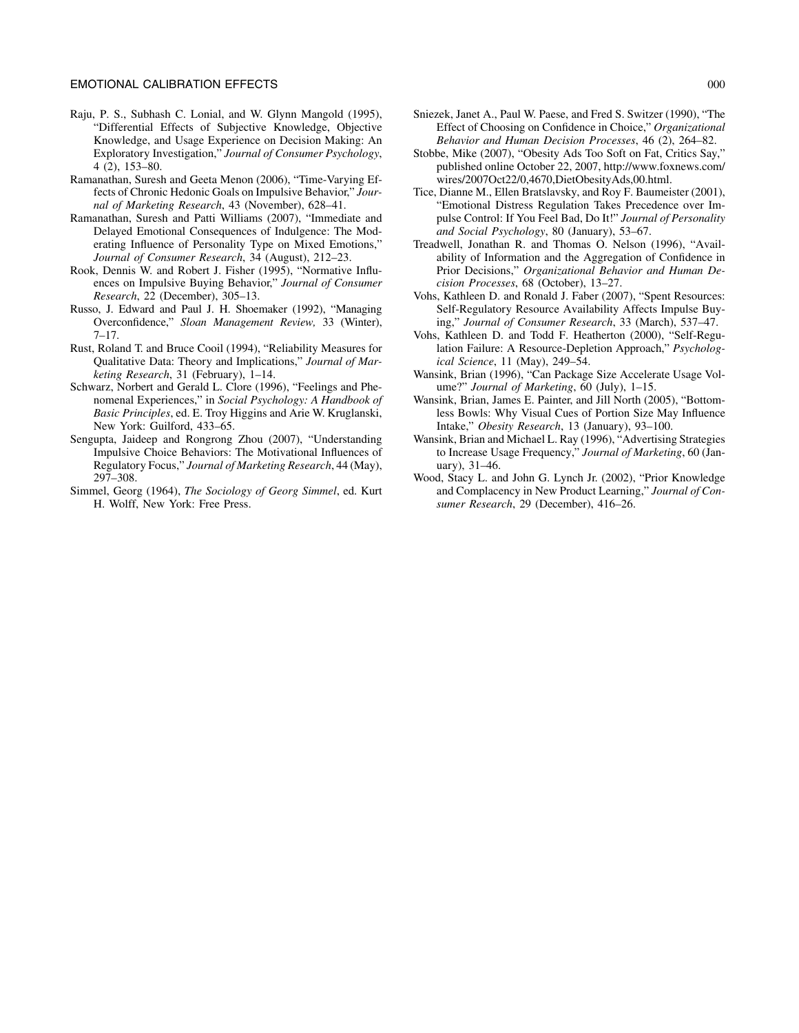Raju, P. S., Subhash C. Lonial, and W. Glynn Mangold (1995), "Differential Effects of Subjective Knowledge, Objective Knowledge, and Usage Experience on Decision Making: An Exploratory Investigation," *Journal of Consumer Psychology*, 4 (2), 153–80.

Ramanathan, Suresh and Geeta Menon (2006), "Time-Varying Effects of Chronic Hedonic Goals on Impulsive Behavior," *Journal of Marketing Research*, 43 (November), 628–41.

Ramanathan, Suresh and Patti Williams (2007), "Immediate and Delayed Emotional Consequences of Indulgence: The Moderating Influence of Personality Type on Mixed Emotions," *Journal of Consumer Research*, 34 (August), 212–23.

Rook, Dennis W. and Robert J. Fisher (1995), "Normative Influences on Impulsive Buying Behavior," *Journal of Consumer Research*, 22 (December), 305–13.

Russo, J. Edward and Paul J. H. Shoemaker (1992), "Managing Overconfidence," *Sloan Management Review,* 33 (Winter), 7–17.

Rust, Roland T. and Bruce Cooil (1994), "Reliability Measures for Qualitative Data: Theory and Implications," *Journal of Marketing Research*, 31 (February), 1–14.

Schwarz, Norbert and Gerald L. Clore (1996), "Feelings and Phenomenal Experiences," in *Social Psychology: A Handbook of Basic Principles*, ed. E. Troy Higgins and Arie W. Kruglanski, New York: Guilford, 433–65.

Sengupta, Jaideep and Rongrong Zhou (2007), "Understanding Impulsive Choice Behaviors: The Motivational Influences of Regulatory Focus," *Journal of Marketing Research*, 44 (May), 297–308.

Simmel, Georg (1964), *The Sociology of Georg Simmel*, ed. Kurt H. Wolff, New York: Free Press.

Sniezek, Janet A., Paul W. Paese, and Fred S. Switzer (1990), "The Effect of Choosing on Confidence in Choice," *Organizational Behavior and Human Decision Processes*, 46 (2), 264–82.

Stobbe, Mike (2007), "Obesity Ads Too Soft on Fat, Critics Say," published online October 22, 2007, http://www.foxnews.com/wires/2007Oct22/0,4670,DietObesityAds,00.html.

Tice, Dianne M., Ellen Bratslavsky, and Roy F. Baumeister (2001), "Emotional Distress Regulation Takes Precedence over Impulse Control: If You Feel Bad, Do It!" *Journal of Personality and Social Psychology*, 80 (January), 53–67.

Treadwell, Jonathan R. and Thomas O. Nelson (1996), "Availability of Information and the Aggregation of Confidence in Prior Decisions," *Organizational Behavior and Human Decision Processes*, 68 (October), 13–27.

Vohs, Kathleen D. and Ronald J. Faber (2007), "Spent Resources: Self-Regulatory Resource Availability Affects Impulse Buying," *Journal of Consumer Research*, 33 (March), 537–47.

Vohs, Kathleen D. and Todd F. Heatherton (2000), "Self-Regulation Failure: A Resource-Depletion Approach," *Psychological Science*, 11 (May), 249–54.

Wansink, Brian (1996), "Can Package Size Accelerate Usage Volume?" *Journal of Marketing*, 60 (July), 1–15.

Wansink, Brian, James E. Painter, and Jill North (2005), "Bottomless Bowls: Why Visual Cues of Portion Size May Influence Intake," *Obesity Research*, 13 (January), 93–100.

Wansink, Brian and Michael L. Ray (1996), "Advertising Strategies to Increase Usage Frequency," *Journal of Marketing*, 60 (January), 31–46.

Wood, Stacy L. and John G. Lynch Jr. (2002), "Prior Knowledge and Complacency in New Product Learning," *Journal of Consumer Research*, 29 (December), 416–26.